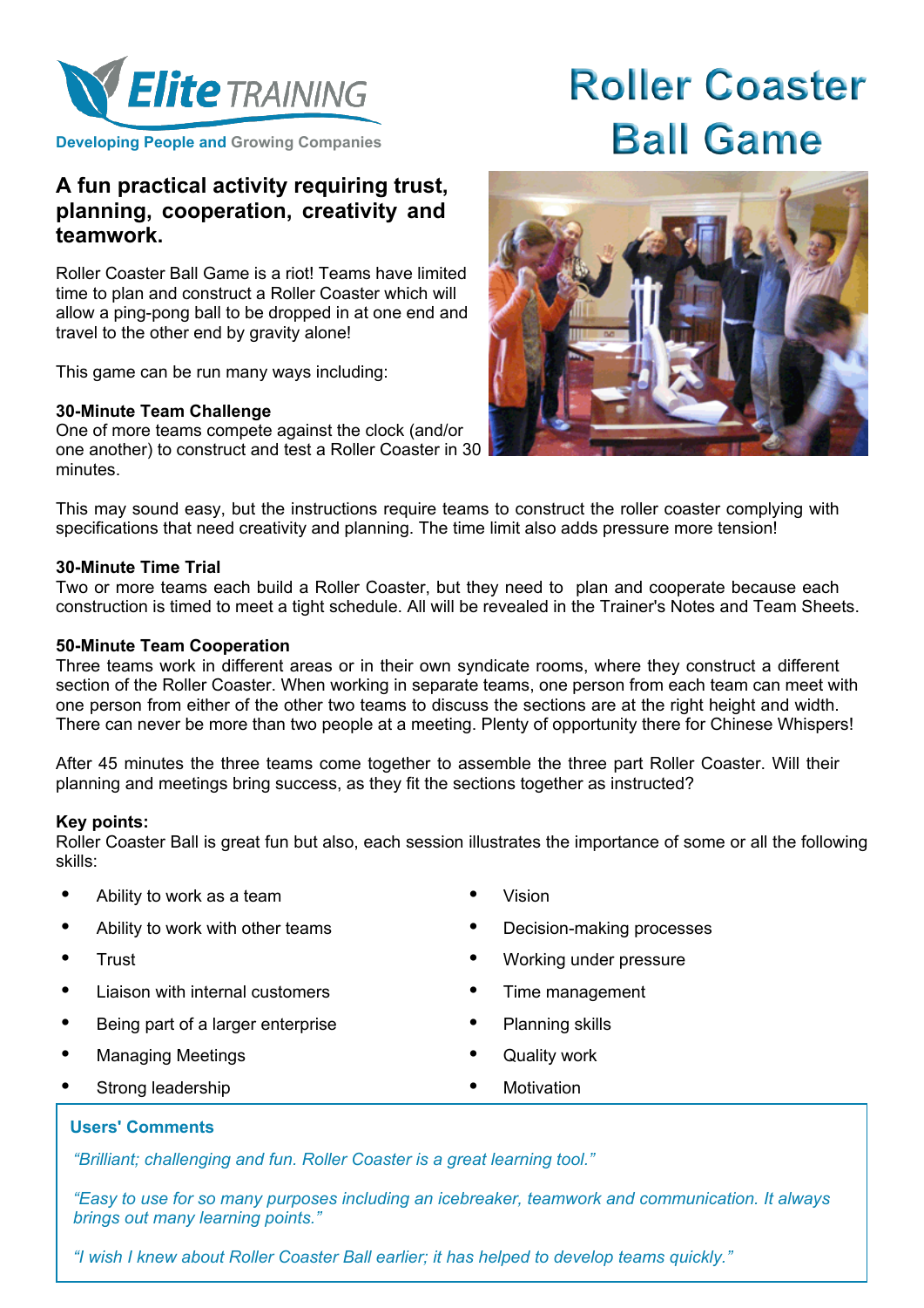Elite TRAINING

Developing People and Growing Companies

# Roller Coaster Ball Game

## A fun practical activity requiring trust, planning, cooperation, creativity and teamwork.

Roller Coaster Ball Game is a riot! Teams have limited time to plan and construct a Roller Coaster which will allow a ping-pong ball to be dropped in at one end and travel to the other end by gravity alone!

This game can be run many ways including:

**30-Minute Team Challenge**
One of more teams compete against the clock (and/or one another) to construct and test a Roller Coaster in 30 minutes.

This may sound easy, but the instructions require teams to construct the roller coaster complying with specifications that need creativity and planning. The time limit also adds pressure more tension!

**30-Minute Time Trial**
Two or more teams each build a Roller Coaster, but they need to plan and cooperate because each construction is timed to meet a tight schedule. All will be revealed in the Trainer's Notes and Team Sheets.

**50-Minute Team Cooperation**
Three teams work in different areas or in their own syndicate rooms, where they construct a different section of the Roller Coaster. When working in separate teams, one person from each team can meet with one person from either of the other two teams to discuss the sections are at the right height and width. There can never be more than two people at a meeting. Plenty of opportunity there for Chinese Whispers!

After 45 minutes the three teams come together to assemble the three part Roller Coaster. Will their planning and meetings bring success, as they fit the sections together as instructed?

**Key points:**
Roller Coaster Ball is great fun but also, each session illustrates the importance of some or all the following skills:

- Ability to work as a team
- Ability to work with other teams
- Trust
- Liaison with internal customers
- Being part of a larger enterprise
- Managing Meetings
- Strong leadership
- Vision
- Decision-making processes
- Working under pressure
- Time management
- Planning skills
- Quality work
- Motivation

**Users' Comments**

*"Brilliant; challenging and fun. Roller Coaster is a great learning tool."*

*"Easy to use for so many purposes including an icebreaker, teamwork and communication. It always brings out many learning points."*

*"I wish I knew about Roller Coaster Ball earlier; it has helped to develop teams quickly."*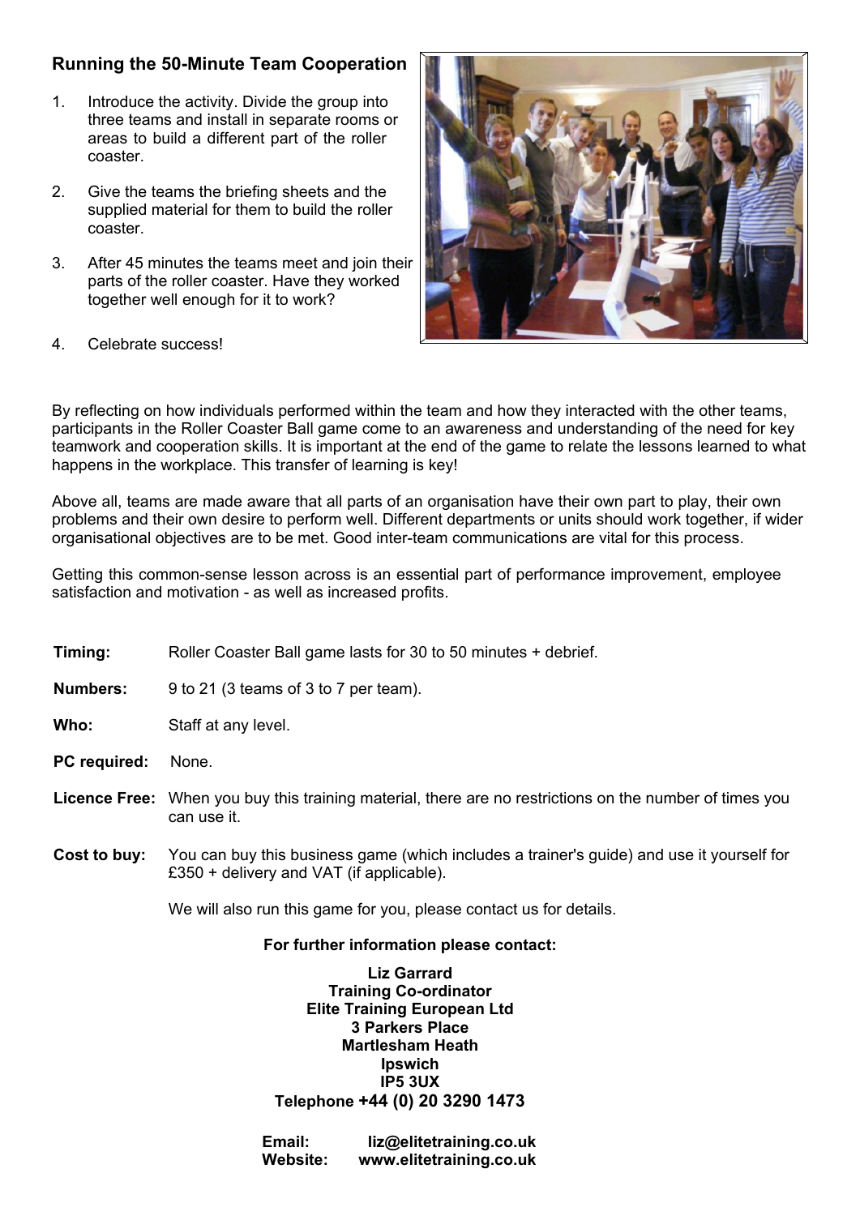## Running the 50-Minute Team Cooperation

1. Introduce the activity. Divide the group into three teams and install in separate rooms or areas to build a different part of the roller coaster.

2. Give the teams the briefing sheets and the supplied material for them to build the roller coaster.

3. After 45 minutes the teams meet and join their parts of the roller coaster. Have they worked together well enough for it to work?

4. Celebrate success!

By reflecting on how individuals performed within the team and how they interacted with the other teams, participants in the Roller Coaster Ball game come to an awareness and understanding of the need for key teamwork and cooperation skills. It is important at the end of the game to relate the lessons learned to what happens in the workplace. This transfer of learning is key!

Above all, teams are made aware that all parts of an organisation have their own part to play, their own problems and their own desire to perform well. Different departments or units should work together, if wider organisational objectives are to be met. Good inter-team communications are vital for this process.

Getting this common-sense lesson across is an essential part of performance improvement, employee satisfaction and motivation - as well as increased profits.

**Timing:** Roller Coaster Ball game lasts for 30 to 50 minutes + debrief.

**Numbers:** 9 to 21 (3 teams of 3 to 7 per team).

**Who:** Staff at any level.

**PC required:** None.

**Licence Free:** When you buy this training material, there are no restrictions on the number of times you can use it.

**Cost to buy:** You can buy this business game (which includes a trainer's guide) and use it yourself for £350 + delivery and VAT (if applicable).

We will also run this game for you, please contact us for details.

**For further information please contact:**

**Liz Garrard**
**Training Co-ordinator**
**Elite Training European Ltd**
**3 Parkers Place**
**Martlesham Heath**
**Ipswich**
**IP5 3UX**
**Telephone +44 (0) 20 3290 1473**

**Email:** **liz@elitetraining.co.uk**
**Website:** **www.elitetraining.co.uk**